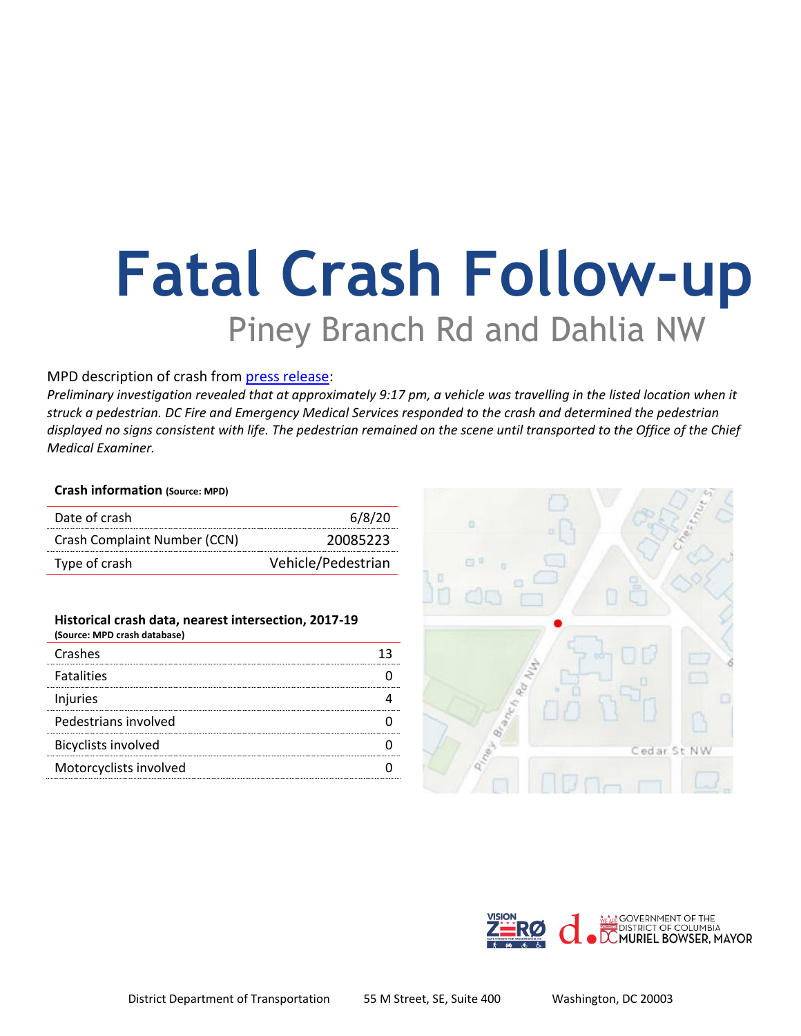# Fatal Crash Follow-up

## Piney Branch Rd and Dahlia NW

MPD description of crash from press release:

*Preliminary investigation revealed that at approximately 9:17 pm, a vehicle was travelling in the listed location when it struck a pedestrian. DC Fire and Emergency Medical Services responded to the crash and determined the pedestrian displayed no signs consistent with life. The pedestrian remained on the scene until transported to the Office of the Chief Medical Examiner.*

**Crash information (Source: MPD)**

| | |
|---|---|
| Date of crash | 6/8/20 |
| Crash Complaint Number (CCN) | 20085223 |
| Type of crash | Vehicle/Pedestrian |

**Historical crash data, nearest intersection, 2017-19**
**(Source: MPD crash database)**

| | |
|---|---|
| Crashes | 13 |
| Fatalities | 0 |
| Injuries | 4 |
| Pedestrians involved | 0 |
| Bicyclists involved | 0 |
| Motorcyclists involved | 0 |

Chestnut St
Piney Branch Rd NW
Cedar St NW

District Department of Transportation 55 M Street, SE, Suite 400 Washington, DC 20003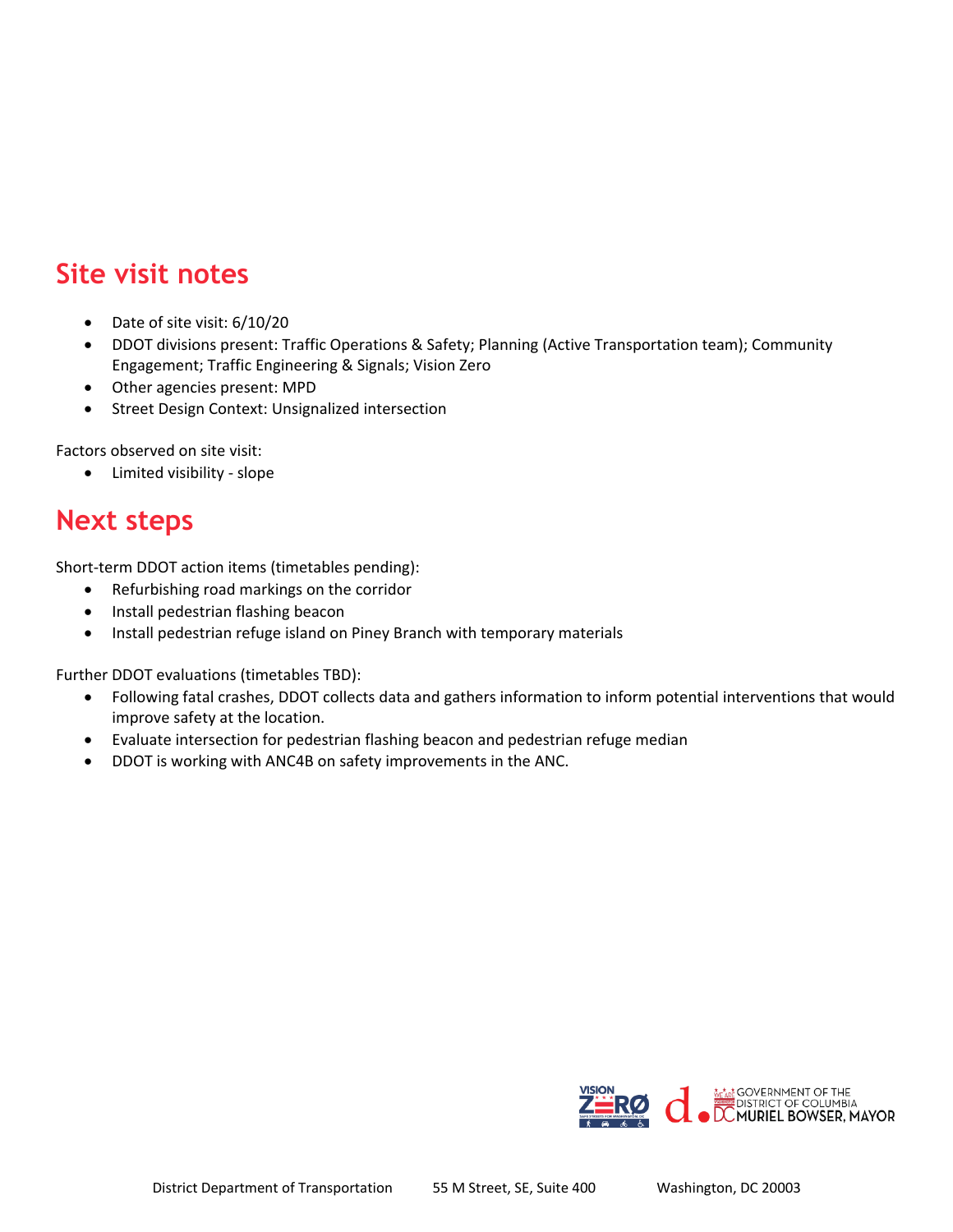## Site visit notes

- Date of site visit: 6/10/20
- DDOT divisions present: Traffic Operations & Safety; Planning (Active Transportation team); Community Engagement; Traffic Engineering & Signals; Vision Zero
- Other agencies present: MPD
- Street Design Context: Unsignalized intersection

Factors observed on site visit:

- Limited visibility - slope

## Next steps

Short-term DDOT action items (timetables pending):

- Refurbishing road markings on the corridor
- Install pedestrian flashing beacon
- Install pedestrian refuge island on Piney Branch with temporary materials

Further DDOT evaluations (timetables TBD):

- Following fatal crashes, DDOT collects data and gathers information to inform potential interventions that would improve safety at the location.
- Evaluate intersection for pedestrian flashing beacon and pedestrian refuge median
- DDOT is working with ANC4B on safety improvements in the ANC.